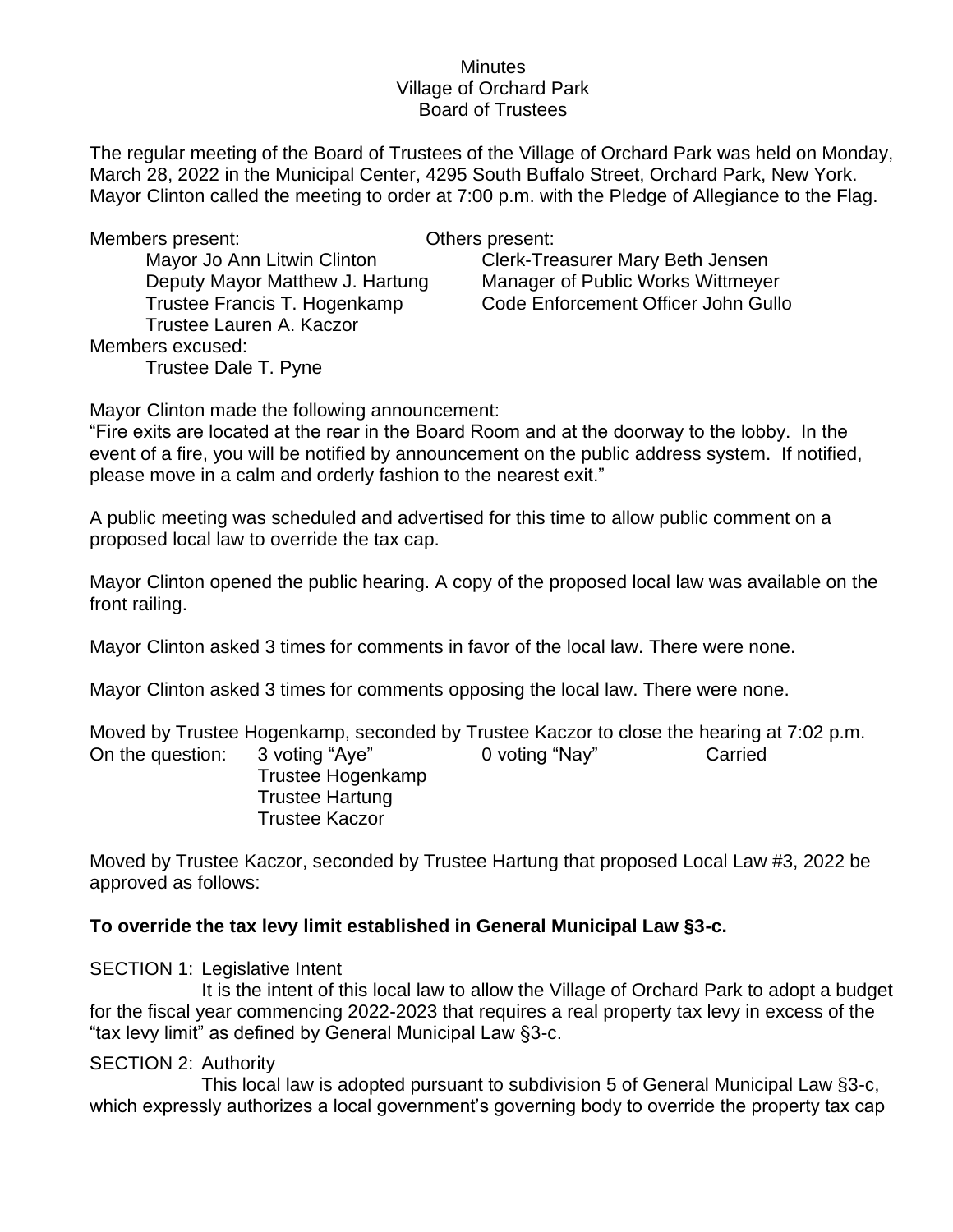Minutes
Village of Orchard Park
Board of Trustees

The regular meeting of the Board of Trustees of the Village of Orchard Park was held on Monday, March 28, 2022 in the Municipal Center, 4295 South Buffalo Street, Orchard Park, New York. Mayor Clinton called the meeting to order at 7:00 p.m. with the Pledge of Allegiance to the Flag.

| Members present: | Others present: |
|---|---|
| Mayor Jo Ann Litwin Clinton | Clerk-Treasurer Mary Beth Jensen |
| Deputy Mayor Matthew J. Hartung | Manager of Public Works Wittmeyer |
| Trustee Francis T. Hogenkamp | Code Enforcement Officer John Gullo |
| Trustee Lauren A. Kaczor | |

Members excused:
Trustee Dale T. Pyne

Mayor Clinton made the following announcement:
"Fire exits are located at the rear in the Board Room and at the doorway to the lobby. In the event of a fire, you will be notified by announcement on the public address system. If notified, please move in a calm and orderly fashion to the nearest exit."

A public meeting was scheduled and advertised for this time to allow public comment on a proposed local law to override the tax cap.

Mayor Clinton opened the public hearing. A copy of the proposed local law was available on the front railing.

Mayor Clinton asked 3 times for comments in favor of the local law. There were none.

Mayor Clinton asked 3 times for comments opposing the local law. There were none.

Moved by Trustee Hogenkamp, seconded by Trustee Kaczor to close the hearing at 7:02 p.m.

On the question: 3 voting "Aye" 0 voting "Nay" Carried
Trustee Hogenkamp
Trustee Hartung
Trustee Kaczor

Moved by Trustee Kaczor, seconded by Trustee Hartung that proposed Local Law #3, 2022 be approved as follows:

**To override the tax levy limit established in General Municipal Law §3-c.**

SECTION 1: Legislative Intent

It is the intent of this local law to allow the Village of Orchard Park to adopt a budget for the fiscal year commencing 2022-2023 that requires a real property tax levy in excess of the "tax levy limit" as defined by General Municipal Law §3-c.

SECTION 2: Authority

This local law is adopted pursuant to subdivision 5 of General Municipal Law §3-c, which expressly authorizes a local government's governing body to override the property tax cap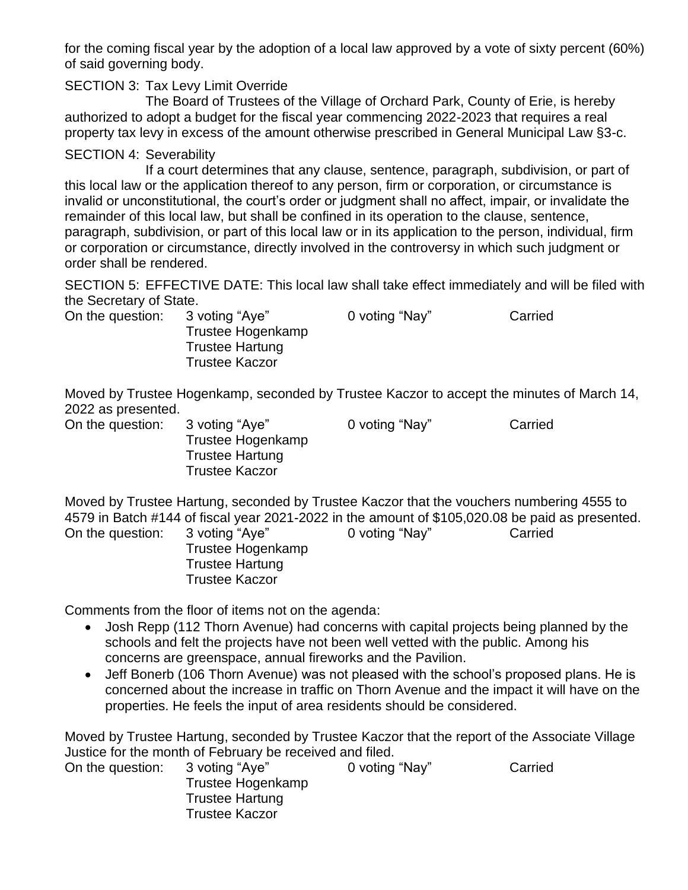for the coming fiscal year by the adoption of a local law approved by a vote of sixty percent (60%) of said governing body.

SECTION 3: Tax Levy Limit Override

The Board of Trustees of the Village of Orchard Park, County of Erie, is hereby authorized to adopt a budget for the fiscal year commencing 2022-2023 that requires a real property tax levy in excess of the amount otherwise prescribed in General Municipal Law §3-c.

SECTION 4: Severability

If a court determines that any clause, sentence, paragraph, subdivision, or part of this local law or the application thereof to any person, firm or corporation, or circumstance is invalid or unconstitutional, the court's order or judgment shall no affect, impair, or invalidate the remainder of this local law, but shall be confined in its operation to the clause, sentence, paragraph, subdivision, or part of this local law or in its application to the person, individual, firm or corporation or circumstance, directly involved in the controversy in which such judgment or order shall be rendered.

SECTION 5: EFFECTIVE DATE: This local law shall take effect immediately and will be filed with the Secretary of State.

On the question: 3 voting "Aye" 0 voting "Nay" Carried
Trustee Hogenkamp
Trustee Hartung
Trustee Kaczor

Moved by Trustee Hogenkamp, seconded by Trustee Kaczor to accept the minutes of March 14, 2022 as presented.

On the question: 3 voting "Aye" 0 voting "Nay" Carried
Trustee Hogenkamp
Trustee Hartung
Trustee Kaczor

Moved by Trustee Hartung, seconded by Trustee Kaczor that the vouchers numbering 4555 to 4579 in Batch #144 of fiscal year 2021-2022 in the amount of $105,020.08 be paid as presented.

On the question: 3 voting "Aye" 0 voting "Nay" Carried
Trustee Hogenkamp
Trustee Hartung
Trustee Kaczor

Comments from the floor of items not on the agenda:

- Josh Repp (112 Thorn Avenue) had concerns with capital projects being planned by the schools and felt the projects have not been well vetted with the public. Among his concerns are greenspace, annual fireworks and the Pavilion.
- Jeff Bonerb (106 Thorn Avenue) was not pleased with the school's proposed plans. He is concerned about the increase in traffic on Thorn Avenue and the impact it will have on the properties. He feels the input of area residents should be considered.

Moved by Trustee Hartung, seconded by Trustee Kaczor that the report of the Associate Village Justice for the month of February be received and filed.

On the question: 3 voting "Aye" 0 voting "Nay" Carried
Trustee Hogenkamp
Trustee Hartung
Trustee Kaczor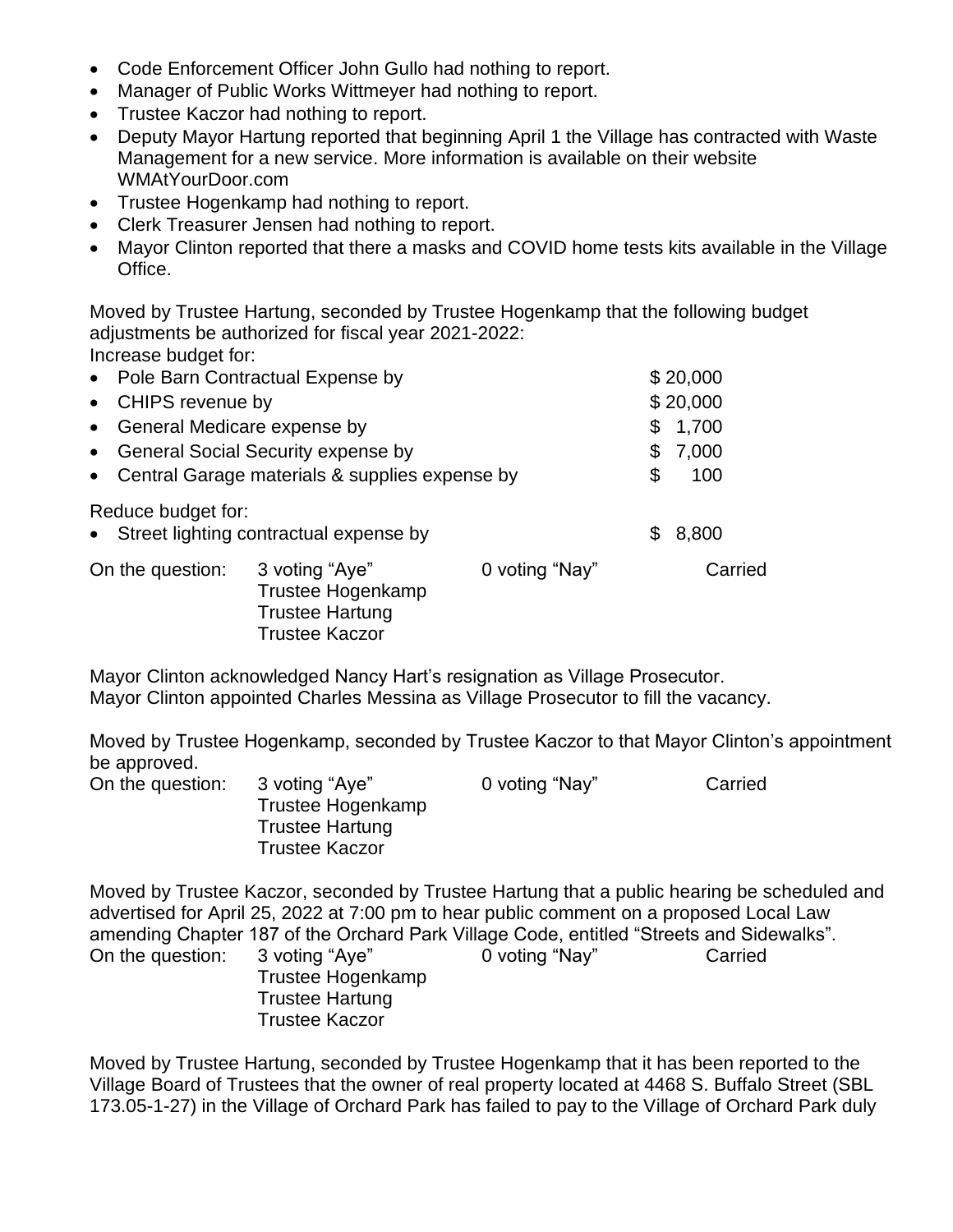- Code Enforcement Officer John Gullo had nothing to report.
- Manager of Public Works Wittmeyer had nothing to report.
- Trustee Kaczor had nothing to report.
- Deputy Mayor Hartung reported that beginning April 1 the Village has contracted with Waste Management for a new service. More information is available on their website WMAtYourDoor.com
- Trustee Hogenkamp had nothing to report.
- Clerk Treasurer Jensen had nothing to report.
- Mayor Clinton reported that there a masks and COVID home tests kits available in the Village Office.

Moved by Trustee Hartung, seconded by Trustee Hogenkamp that the following budget adjustments be authorized for fiscal year 2021-2022:

Increase budget for:

| | |
|---|---|
| • Pole Barn Contractual Expense by | $ 20,000 |
| • CHIPS revenue by | $ 20,000 |
| • General Medicare expense by | $ 1,700 |
| • General Social Security expense by | $ 7,000 |
| • Central Garage materials & supplies expense by | $ 100 |

Reduce budget for:

| | |
|---|---|
| • Street lighting contractual expense by | $ 8,800 |

On the question: 3 voting "Aye" 0 voting "Nay" Carried
Trustee Hogenkamp
Trustee Hartung
Trustee Kaczor

Mayor Clinton acknowledged Nancy Hart's resignation as Village Prosecutor.
Mayor Clinton appointed Charles Messina as Village Prosecutor to fill the vacancy.

Moved by Trustee Hogenkamp, seconded by Trustee Kaczor to that Mayor Clinton's appointment be approved.

On the question: 3 voting "Aye" 0 voting "Nay" Carried
Trustee Hogenkamp
Trustee Hartung
Trustee Kaczor

Moved by Trustee Kaczor, seconded by Trustee Hartung that a public hearing be scheduled and advertised for April 25, 2022 at 7:00 pm to hear public comment on a proposed Local Law amending Chapter 187 of the Orchard Park Village Code, entitled "Streets and Sidewalks".

On the question: 3 voting "Aye" 0 voting "Nay" Carried
Trustee Hogenkamp
Trustee Hartung
Trustee Kaczor

Moved by Trustee Hartung, seconded by Trustee Hogenkamp that it has been reported to the Village Board of Trustees that the owner of real property located at 4468 S. Buffalo Street (SBL 173.05-1-27) in the Village of Orchard Park has failed to pay to the Village of Orchard Park duly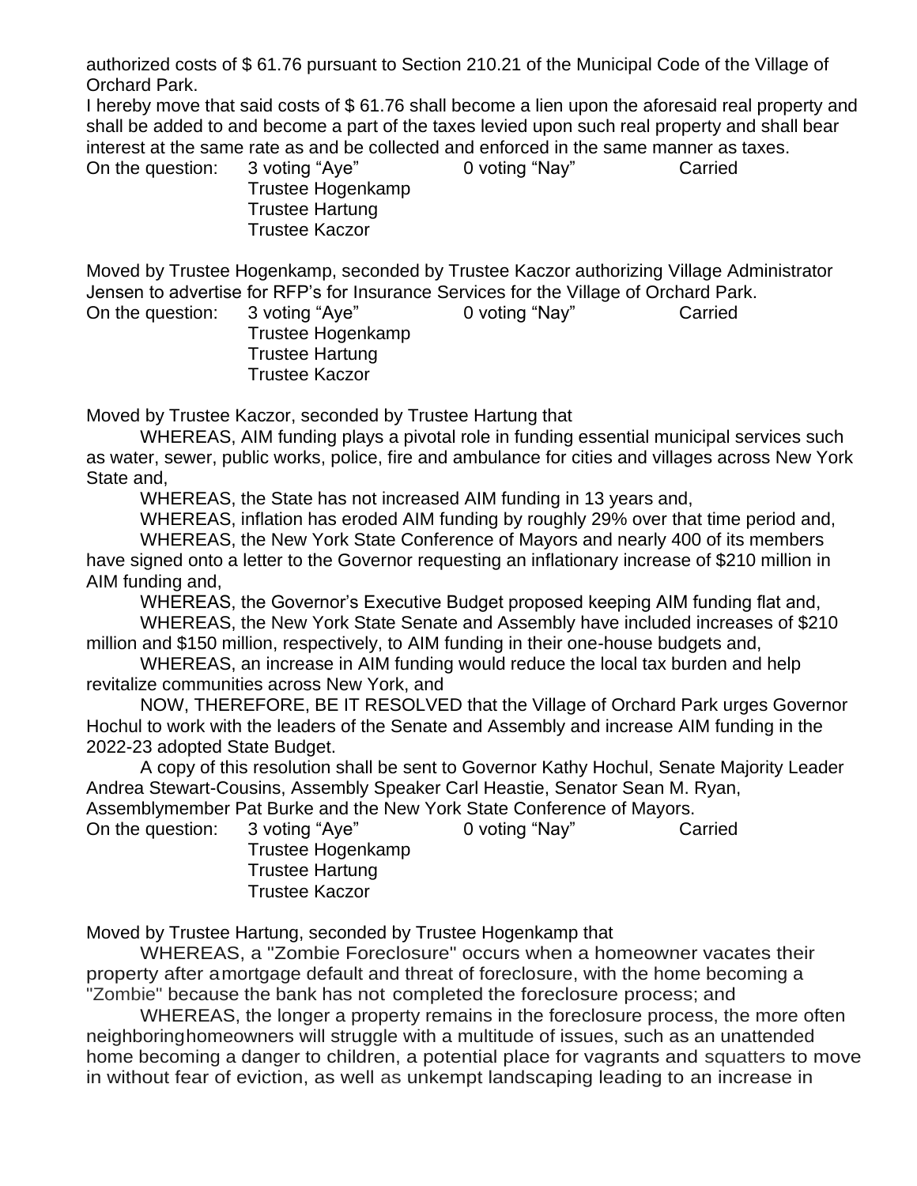authorized costs of $ 61.76 pursuant to Section 210.21 of the Municipal Code of the Village of Orchard Park.

I hereby move that said costs of $ 61.76 shall become a lien upon the aforesaid real property and shall be added to and become a part of the taxes levied upon such real property and shall bear interest at the same rate as and be collected and enforced in the same manner as taxes.

On the question: 3 voting "Aye" 0 voting "Nay" Carried
Trustee Hogenkamp
Trustee Hartung
Trustee Kaczor

Moved by Trustee Hogenkamp, seconded by Trustee Kaczor authorizing Village Administrator Jensen to advertise for RFP's for Insurance Services for the Village of Orchard Park.

On the question: 3 voting "Aye" 0 voting "Nay" Carried
Trustee Hogenkamp
Trustee Hartung
Trustee Kaczor

Moved by Trustee Kaczor, seconded by Trustee Hartung that

WHEREAS, AIM funding plays a pivotal role in funding essential municipal services such as water, sewer, public works, police, fire and ambulance for cities and villages across New York State and,

WHEREAS, the State has not increased AIM funding in 13 years and,

WHEREAS, inflation has eroded AIM funding by roughly 29% over that time period and,

WHEREAS, the New York State Conference of Mayors and nearly 400 of its members have signed onto a letter to the Governor requesting an inflationary increase of $210 million in AIM funding and,

WHEREAS, the Governor's Executive Budget proposed keeping AIM funding flat and,

WHEREAS, the New York State Senate and Assembly have included increases of $210 million and $150 million, respectively, to AIM funding in their one-house budgets and,

WHEREAS, an increase in AIM funding would reduce the local tax burden and help revitalize communities across New York, and

NOW, THEREFORE, BE IT RESOLVED that the Village of Orchard Park urges Governor Hochul to work with the leaders of the Senate and Assembly and increase AIM funding in the 2022-23 adopted State Budget.

A copy of this resolution shall be sent to Governor Kathy Hochul, Senate Majority Leader Andrea Stewart-Cousins, Assembly Speaker Carl Heastie, Senator Sean M. Ryan, Assemblymember Pat Burke and the New York State Conference of Mayors.

On the question: 3 voting "Aye" 0 voting "Nay" Carried
Trustee Hogenkamp
Trustee Hartung
Trustee Kaczor

Moved by Trustee Hartung, seconded by Trustee Hogenkamp that

WHEREAS, a "Zombie Foreclosure" occurs when a homeowner vacates their property after amortgage default and threat of foreclosure, with the home becoming a "Zombie" because the bank has not completed the foreclosure process; and

WHEREAS, the longer a property remains in the foreclosure process, the more often neighboringhomeowners will struggle with a multitude of issues, such as an unattended home becoming a danger to children, a potential place for vagrants and squatters to move in without fear of eviction, as well as unkempt landscaping leading to an increase in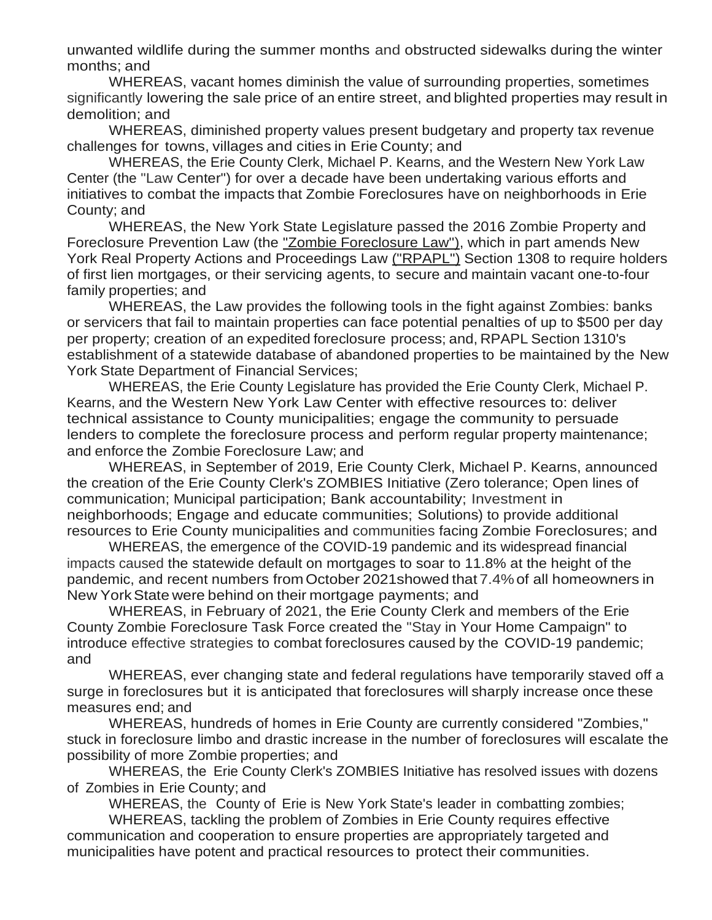unwanted wildlife during the summer months and obstructed sidewalks during the winter months; and

WHEREAS, vacant homes diminish the value of surrounding properties, sometimes significantly lowering the sale price of an entire street, and blighted properties may result in demolition; and

WHEREAS, diminished property values present budgetary and property tax revenue challenges for towns, villages and cities in Erie County; and

WHEREAS, the Erie County Clerk, Michael P. Kearns, and the Western New York Law Center (the "Law Center") for over a decade have been undertaking various efforts and initiatives to combat the impacts that Zombie Foreclosures have on neighborhoods in Erie County; and

WHEREAS, the New York State Legislature passed the 2016 Zombie Property and Foreclosure Prevention Law (the "Zombie Foreclosure Law"), which in part amends New York Real Property Actions and Proceedings Law ("RPAPL") Section 1308 to require holders of first lien mortgages, or their servicing agents, to secure and maintain vacant one-to-four family properties; and

WHEREAS, the Law provides the following tools in the fight against Zombies: banks or servicers that fail to maintain properties can face potential penalties of up to $500 per day per property; creation of an expedited foreclosure process; and, RPAPL Section 1310's establishment of a statewide database of abandoned properties to be maintained by the New York State Department of Financial Services;

WHEREAS, the Erie County Legislature has provided the Erie County Clerk, Michael P. Kearns, and the Western New York Law Center with effective resources to: deliver technical assistance to County municipalities; engage the community to persuade lenders to complete the foreclosure process and perform regular property maintenance; and enforce the Zombie Foreclosure Law; and

WHEREAS, in September of 2019, Erie County Clerk, Michael P. Kearns, announced the creation of the Erie County Clerk's ZOMBIES Initiative (Zero tolerance; Open lines of communication; Municipal participation; Bank accountability; Investment in neighborhoods; Engage and educate communities; Solutions) to provide additional resources to Erie County municipalities and communities facing Zombie Foreclosures; and

WHEREAS, the emergence of the COVID-19 pandemic and its widespread financial impacts caused the statewide default on mortgages to soar to 11.8% at the height of the pandemic, and recent numbers from October 2021showed that 7.4% of all homeowners in New York State were behind on their mortgage payments; and

WHEREAS, in February of 2021, the Erie County Clerk and members of the Erie County Zombie Foreclosure Task Force created the "Stay in Your Home Campaign" to introduce effective strategies to combat foreclosures caused by the COVID-19 pandemic; and

WHEREAS, ever changing state and federal regulations have temporarily staved off a surge in foreclosures but it is anticipated that foreclosures will sharply increase once these measures end; and

WHEREAS, hundreds of homes in Erie County are currently considered "Zombies," stuck in foreclosure limbo and drastic increase in the number of foreclosures will escalate the possibility of more Zombie properties; and

WHEREAS, the Erie County Clerk's ZOMBIES Initiative has resolved issues with dozens of Zombies in Erie County; and

WHEREAS, the County of Erie is New York State's leader in combatting zombies;

WHEREAS, tackling the problem of Zombies in Erie County requires effective communication and cooperation to ensure properties are appropriately targeted and municipalities have potent and practical resources to protect their communities.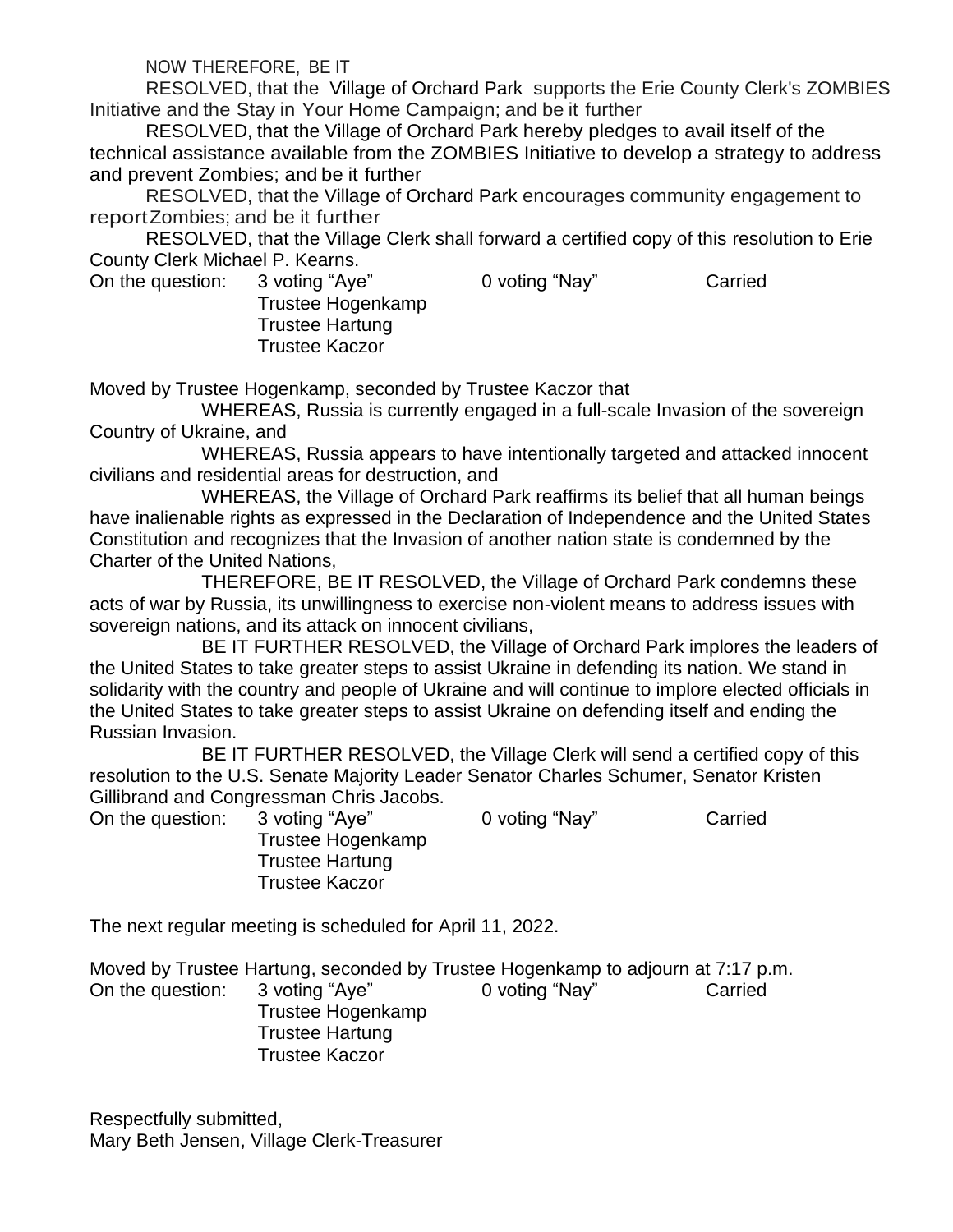NOW THEREFORE, BE IT

RESOLVED, that the Village of Orchard Park supports the Erie County Clerk's ZOMBIES Initiative and the Stay in Your Home Campaign; and be it further

RESOLVED, that the Village of Orchard Park hereby pledges to avail itself of the technical assistance available from the ZOMBIES Initiative to develop a strategy to address and prevent Zombies; and be it further

RESOLVED, that the Village of Orchard Park encourages community engagement to report Zombies; and be it further

RESOLVED, that the Village Clerk shall forward a certified copy of this resolution to Erie County Clerk Michael P. Kearns.

On the question: 3 voting "Aye" 0 voting "Nay" Carried
Trustee Hogenkamp
Trustee Hartung
Trustee Kaczor

Moved by Trustee Hogenkamp, seconded by Trustee Kaczor that

WHEREAS, Russia is currently engaged in a full-scale Invasion of the sovereign Country of Ukraine, and

WHEREAS, Russia appears to have intentionally targeted and attacked innocent civilians and residential areas for destruction, and

WHEREAS, the Village of Orchard Park reaffirms its belief that all human beings have inalienable rights as expressed in the Declaration of Independence and the United States Constitution and recognizes that the Invasion of another nation state is condemned by the Charter of the United Nations,

THEREFORE, BE IT RESOLVED, the Village of Orchard Park condemns these acts of war by Russia, its unwillingness to exercise non-violent means to address issues with sovereign nations, and its attack on innocent civilians,

BE IT FURTHER RESOLVED, the Village of Orchard Park implores the leaders of the United States to take greater steps to assist Ukraine in defending its nation. We stand in solidarity with the country and people of Ukraine and will continue to implore elected officials in the United States to take greater steps to assist Ukraine on defending itself and ending the Russian Invasion.

BE IT FURTHER RESOLVED, the Village Clerk will send a certified copy of this resolution to the U.S. Senate Majority Leader Senator Charles Schumer, Senator Kristen Gillibrand and Congressman Chris Jacobs.

On the question: 3 voting "Aye" 0 voting "Nay" Carried
Trustee Hogenkamp
Trustee Hartung
Trustee Kaczor

The next regular meeting is scheduled for April 11, 2022.

Moved by Trustee Hartung, seconded by Trustee Hogenkamp to adjourn at 7:17 p.m.

On the question: 3 voting "Aye" 0 voting "Nay" Carried
Trustee Hogenkamp
Trustee Hartung
Trustee Kaczor

Respectfully submitted,
Mary Beth Jensen, Village Clerk-Treasurer